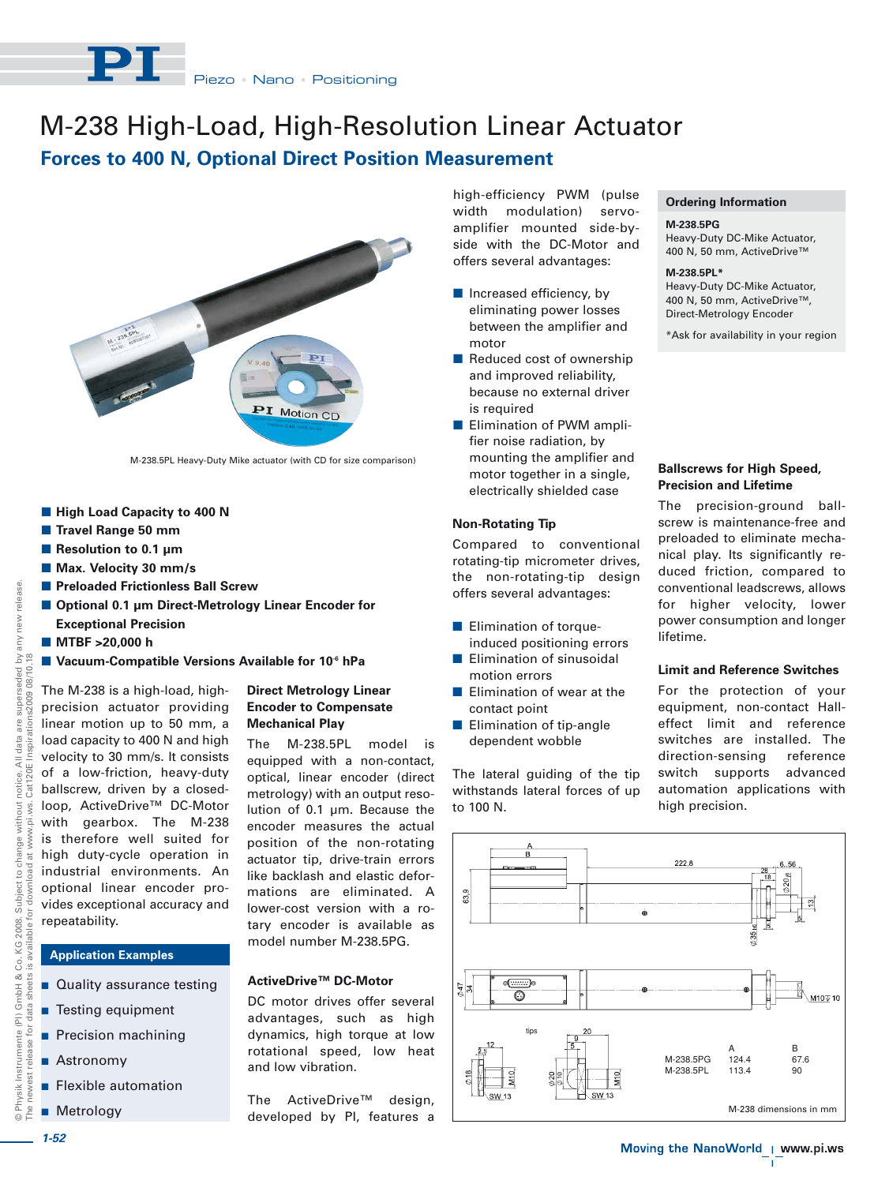# M-238 High-Load, High-Resolution Linear Actuator

## Forces to 400 N, Optional Direct Position Measurement

M-238.5PL Heavy-Duty Mike actuator (with CD for size comparison)

- **High Load Capacity to 400 N**
- **Travel Range 50 mm**
- **Resolution to 0.1 µm**
- **Max. Velocity 30 mm/s**
- **Preloaded Frictionless Ball Screw**
- **Optional 0.1 µm Direct-Metrology Linear Encoder for Exceptional Precision**
- **MTBF >20,000 h**
- **Vacuum-Compatible Versions Available for $10^{-6}$ hPa**

The M-238 is a high-load, high-precision actuator providing linear motion up to 50 mm, a load capacity to 400 N and high velocity to 30 mm/s. It consists of a low-friction, heavy-duty ballscrew, driven by a closed-loop, ActiveDrive™ DC-Motor with gearbox. The M-238 is therefore well suited for high duty-cycle operation in industrial environments. An optional linear encoder provides exceptional accuracy and repeatability.

### Application Examples

- Quality assurance testing
- Testing equipment
- Precision machining
- Astronomy
- Flexible automation
- Metrology

### Direct Metrology Linear Encoder to Compensate Mechanical Play

The M-238.5PL model is equipped with a non-contact, optical, linear encoder (direct metrology) with an output resolution of 0.1 µm. Because the encoder measures the actual position of the non-rotating actuator tip, drive-train errors like backlash and elastic deformations are eliminated. A lower-cost version with a rotary encoder is available as model number M-238.5PG.

### ActiveDrive™ DC-Motor

DC motor drives offer several advantages, such as high dynamics, high torque at low rotational speed, low heat and low vibration.

The ActiveDrive™ design, developed by PI, features a high-efficiency PWM (pulse width modulation) servo-amplifier mounted side-by-side with the DC-Motor and offers several advantages:

- Increased efficiency, by eliminating power losses between the amplifier and motor
- Reduced cost of ownership and improved reliability, because no external driver is required
- Elimination of PWM amplifier noise radiation, by mounting the amplifier and motor together in a single, electrically shielded case

### Non-Rotating Tip

Compared to conventional rotating-tip micrometer drives, the non-rotating-tip design offers several advantages:

- Elimination of torque-induced positioning errors
- Elimination of sinusoidal motion errors
- Elimination of wear at the contact point
- Elimination of tip-angle dependent wobble

The lateral guiding of the tip withstands lateral forces of up to 100 N.

### Ordering Information

**M-238.5PG**
Heavy-Duty DC-Mike Actuator, 400 N, 50 mm, ActiveDrive™

**M-238.5PL***
Heavy-Duty DC-Mike Actuator, 400 N, 50 mm, ActiveDrive™, Direct-Metrology Encoder

*Ask for availability in your region

### Ballscrews for High Speed, Precision and Lifetime

The precision-ground ballscrew is maintenance-free and preloaded to eliminate mechanical play. Its significantly reduced friction, compared to conventional leadscrews, allows for higher velocity, lower power consumption and longer lifetime.

### Limit and Reference Switches

For the protection of your equipment, non-contact Hall-effect limit and reference switches are installed. The direction-sensing reference switch supports advanced automation applications with high precision.

| | A | B |
|---|---|---|
| M-238.5PG | 124.4 | 67.6 |
| M-238.5PL | 113.4 | 90 |

M-238 dimensions in mm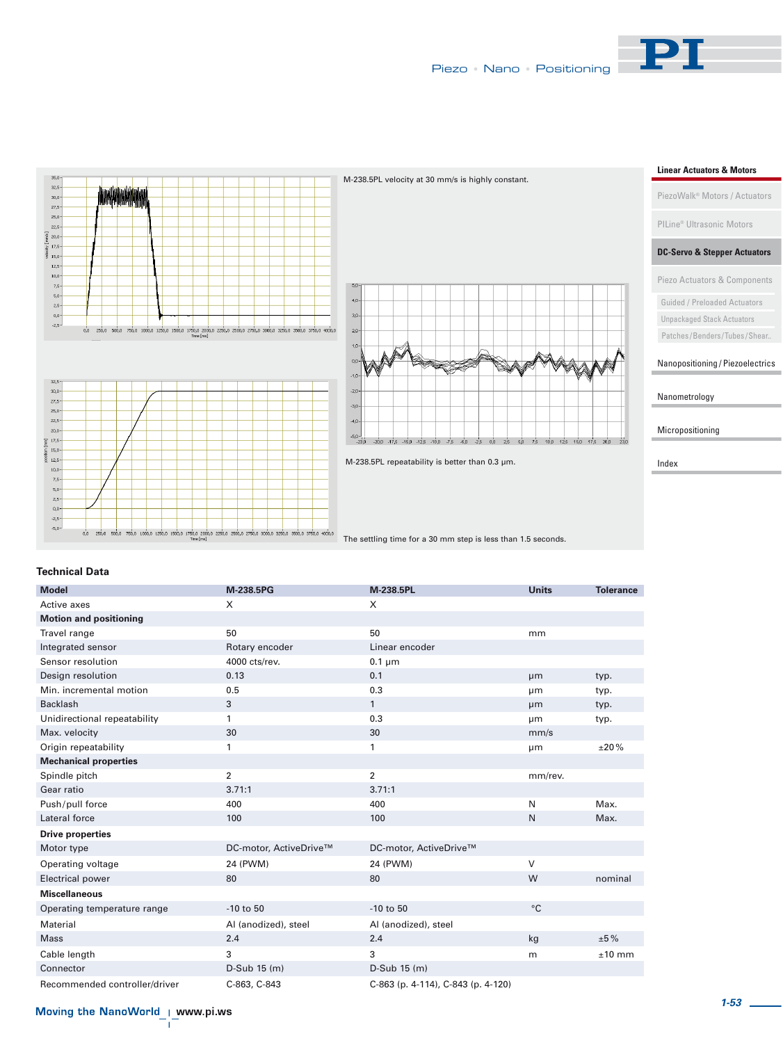M-238.5PL velocity at 30 mm/s is highly constant.

M-238.5PL repeatability is better than 0.3 µm.

The settling time for a 30 mm step is less than 1.5 seconds.

## Technical Data

| Model | M-238.5PG | M-238.5PL | Units | Tolerance |
|---|---|---|---|---|
| Active axes | X | X | | |
| **Motion and positioning** | | | | |
| Travel range | 50 | 50 | mm | |
| Integrated sensor | Rotary encoder | Linear encoder | | |
| Sensor resolution | 4000 cts/rev. | 0.1 µm | | |
| Design resolution | 0.13 | 0.1 | µm | typ. |
| Min. incremental motion | 0.5 | 0.3 | µm | typ. |
| Backlash | 3 | 1 | µm | typ. |
| Unidirectional repeatability | 1 | 0.3 | µm | typ. |
| Max. velocity | 30 | 30 | mm/s | |
| Origin repeatability | 1 | 1 | µm | ±20% |
| **Mechanical properties** | | | | |
| Spindle pitch | 2 | 2 | mm/rev. | |
| Gear ratio | 3.71:1 | 3.71:1 | | |
| Push/pull force | 400 | 400 | N | Max. |
| Lateral force | 100 | 100 | N | Max. |
| **Drive properties** | | | | |
| Motor type | DC-motor, ActiveDrive™ | DC-motor, ActiveDrive™ | | |
| Operating voltage | 24 (PWM) | 24 (PWM) | V | |
| Electrical power | 80 | 80 | W | nominal |
| **Miscellaneous** | | | | |
| Operating temperature range | -10 to 50 | -10 to 50 | °C | |
| Material | Al (anodized), steel | Al (anodized), steel | | |
| Mass | 2.4 | 2.4 | kg | ±5% |
| Cable length | 3 | 3 | m | ±10 mm |
| Connector | D-Sub 15 (m) | D-Sub 15 (m) | | |
| Recommended controller/driver | C-863, C-843 | C-863 (p. 4-114), C-843 (p. 4-120) | | |